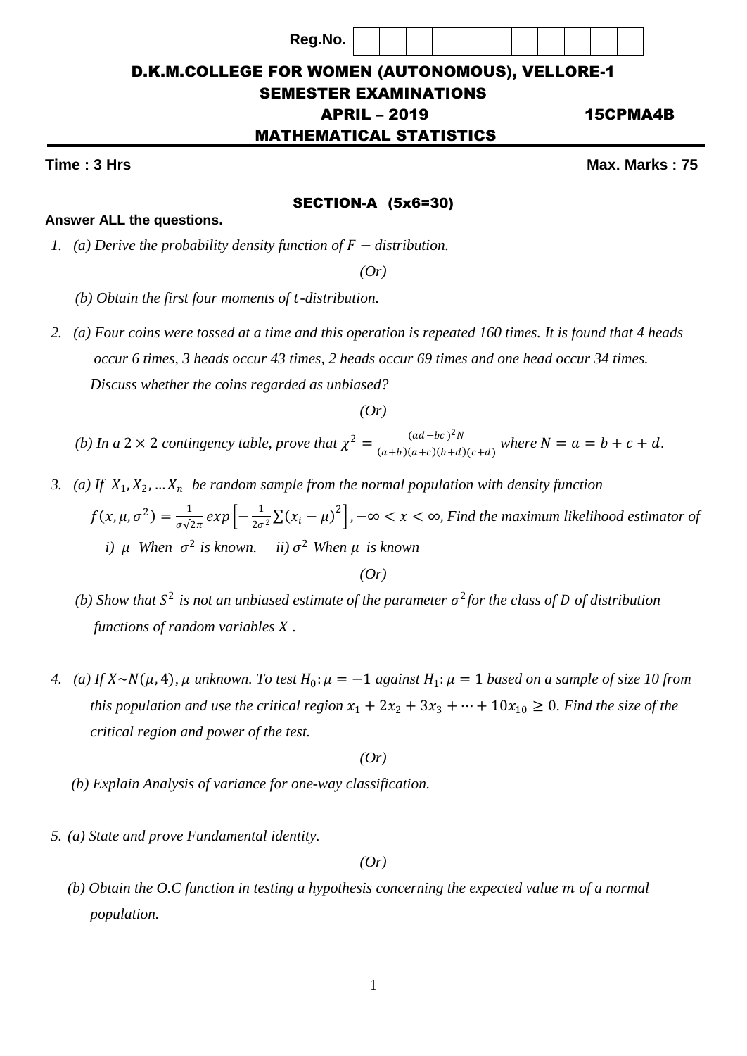Reg.No. | | | | | | | | | | | |

# D.K.M.COLLEGE FOR WOMEN (AUTONOMOUS), VELLORE-1

## SEMESTER EXAMINATIONS

## APRIL – 2019 15CPMA4B

## MATHEMATICAL STATISTICS

**Time : 3 Hrs** **Max. Marks : 75**

### SECTION-A (5x6=30)

**Answer ALL the questions.**

1. *(a) Derive the probability density function of $F-$ distribution.*

   *(Or)*

   *(b) Obtain the first four moments of $t$-distribution.*

2. *(a) Four coins were tossed at a time and this operation is repeated 160 times. It is found that 4 heads occur 6 times, 3 heads occur 43 times, 2 heads occur 69 times and one head occur 34 times. Discuss whether the coins regarded as unbiased?*

   *(Or)*

   *(b) In a $2 \times 2$ contingency table, prove that $\chi^2 = \frac{(ad-bc)^2 N}{(a+b)(a+c)(b+d)(c+d)}$ where $N = a = b + c + d$.*

3. *(a) If $X_1, X_2, \ldots X_n$ be random sample from the normal population with density function $f(x, \mu, \sigma^2) = \frac{1}{\sigma\sqrt{2\pi}} exp\left[-\frac{1}{2\sigma^2}\sum(x_i - \mu)^2\right], -\infty < x < \infty$, Find the maximum likelihood estimator of*

   *i) $\mu$ When $\sigma^2$ is known. ii) $\sigma^2$ When $\mu$ is known*

   *(Or)*

   *(b) Show that $S^2$ is not an unbiased estimate of the parameter $\sigma^2$ for the class of $D$ of distribution functions of random variables $X$ .*

4. *(a) If $X \sim N(\mu, 4)$, $\mu$ unknown. To test $H_0: \mu = -1$ against $H_1: \mu = 1$ based on a sample of size 10 from this population and use the critical region $x_1 + 2x_2 + 3x_3 + \cdots + 10x_{10} \geq 0$. Find the size of the critical region and power of the test.*

   *(Or)*

   *(b) Explain Analysis of variance for one-way classification.*

5. *(a) State and prove Fundamental identity.*

   *(Or)*

   *(b) Obtain the O.C function in testing a hypothesis concerning the expected value $m$ of a normal population.*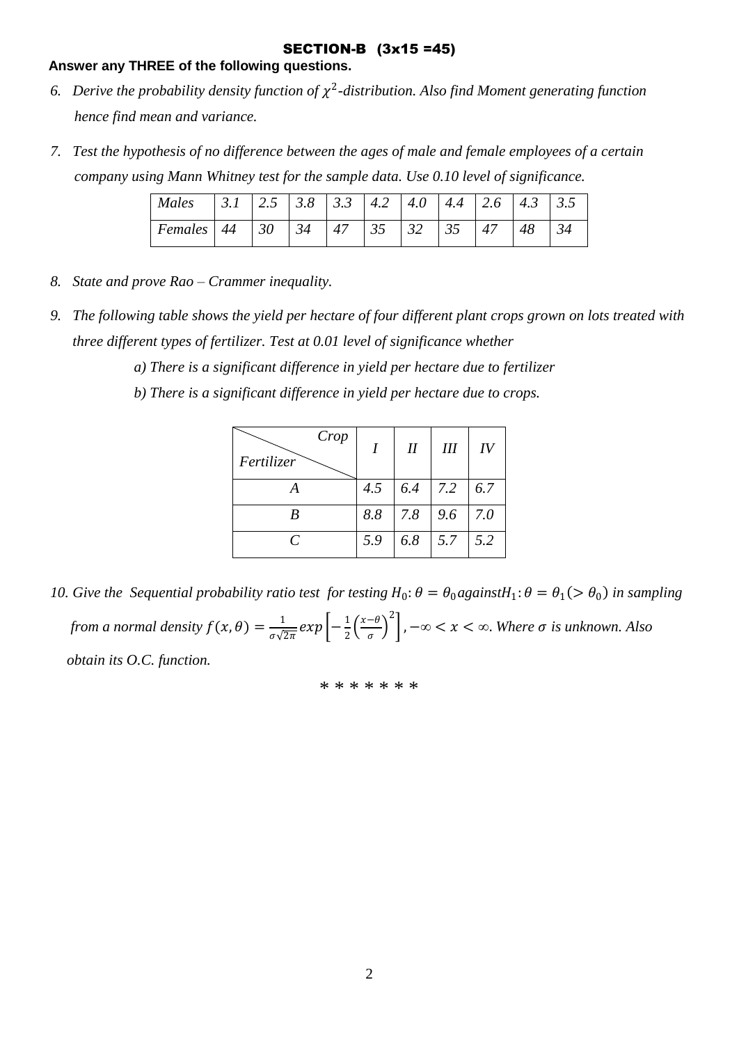## SECTION-B (3x15 =45)

**Answer any THREE of the following questions.**

6. *Derive the probability density function of $\chi^2$-distribution. Also find Moment generating function hence find mean and variance.*

7. *Test the hypothesis of no difference between the ages of male and female employees of a certain company using Mann Whitney test for the sample data. Use 0.10 level of significance.*

| | | | | | | | | | | |
|---|---|---|---|---|---|---|---|---|---|---|
| *Males* | *3.1* | *2.5* | *3.8* | *3.3* | *4.2* | *4.0* | *4.4* | *2.6* | *4.3* | *3.5* |
| *Females* | *44* | *30* | *34* | *47* | *35* | *32* | *35* | *47* | *48* | *34* |

8. *State and prove Rao – Crammer inequality.*

9. *The following table shows the yield per hectare of four different plant crops grown on lots treated with three different types of fertilizer. Test at 0.01 level of significance whether*

   *a) There is a significant difference in yield per hectare due to fertilizer*

   *b) There is a significant difference in yield per hectare due to crops.*

| *Fertilizer* \ *Crop* | *I* | *II* | *III* | *IV* |
|---|---|---|---|---|
| *A* | *4.5* | *6.4* | *7.2* | *6.7* |
| *B* | *8.8* | *7.8* | *9.6* | *7.0* |
| *C* | *5.9* | *6.8* | *5.7* | *5.2* |

10. *Give the Sequential probability ratio test for testing $H_0: \theta = \theta_0$ against $H_1: \theta = \theta_1 (> \theta_0)$ in sampling from a normal density $f(x,\theta) = \frac{1}{\sigma\sqrt{2\pi}} exp\left[-\frac{1}{2}\left(\frac{x-\theta}{\sigma}\right)^2\right], -\infty < x < \infty$. Where $\sigma$ is unknown. Also obtain its O.C. function.*

\* \* \* \* \* \* \*